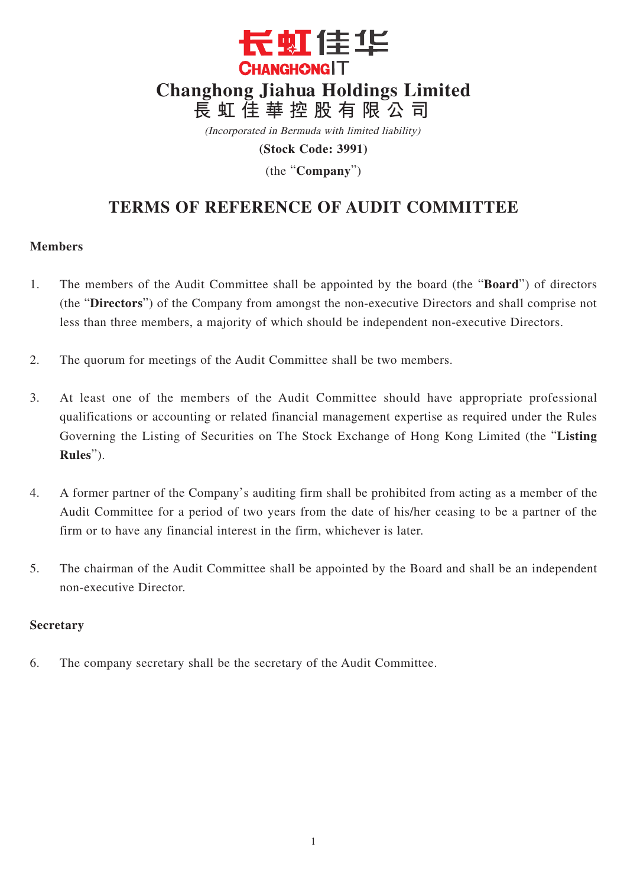**长虹佳华**
**CHANGHONG IT**

# Changhong Jiahua Holdings Limited
# 長虹佳華控股有限公司

*(Incorporated in Bermuda with limited liability)*

**(Stock Code: 3991)**

(the "**Company**")

## TERMS OF REFERENCE OF AUDIT COMMITTEE

### Members

1. The members of the Audit Committee shall be appointed by the board (the "**Board**") of directors (the "**Directors**") of the Company from amongst the non-executive Directors and shall comprise not less than three members, a majority of which should be independent non-executive Directors.

2. The quorum for meetings of the Audit Committee shall be two members.

3. At least one of the members of the Audit Committee should have appropriate professional qualifications or accounting or related financial management expertise as required under the Rules Governing the Listing of Securities on The Stock Exchange of Hong Kong Limited (the "**Listing Rules**").

4. A former partner of the Company's auditing firm shall be prohibited from acting as a member of the Audit Committee for a period of two years from the date of his/her ceasing to be a partner of the firm or to have any financial interest in the firm, whichever is later.

5. The chairman of the Audit Committee shall be appointed by the Board and shall be an independent non-executive Director.

### Secretary

6. The company secretary shall be the secretary of the Audit Committee.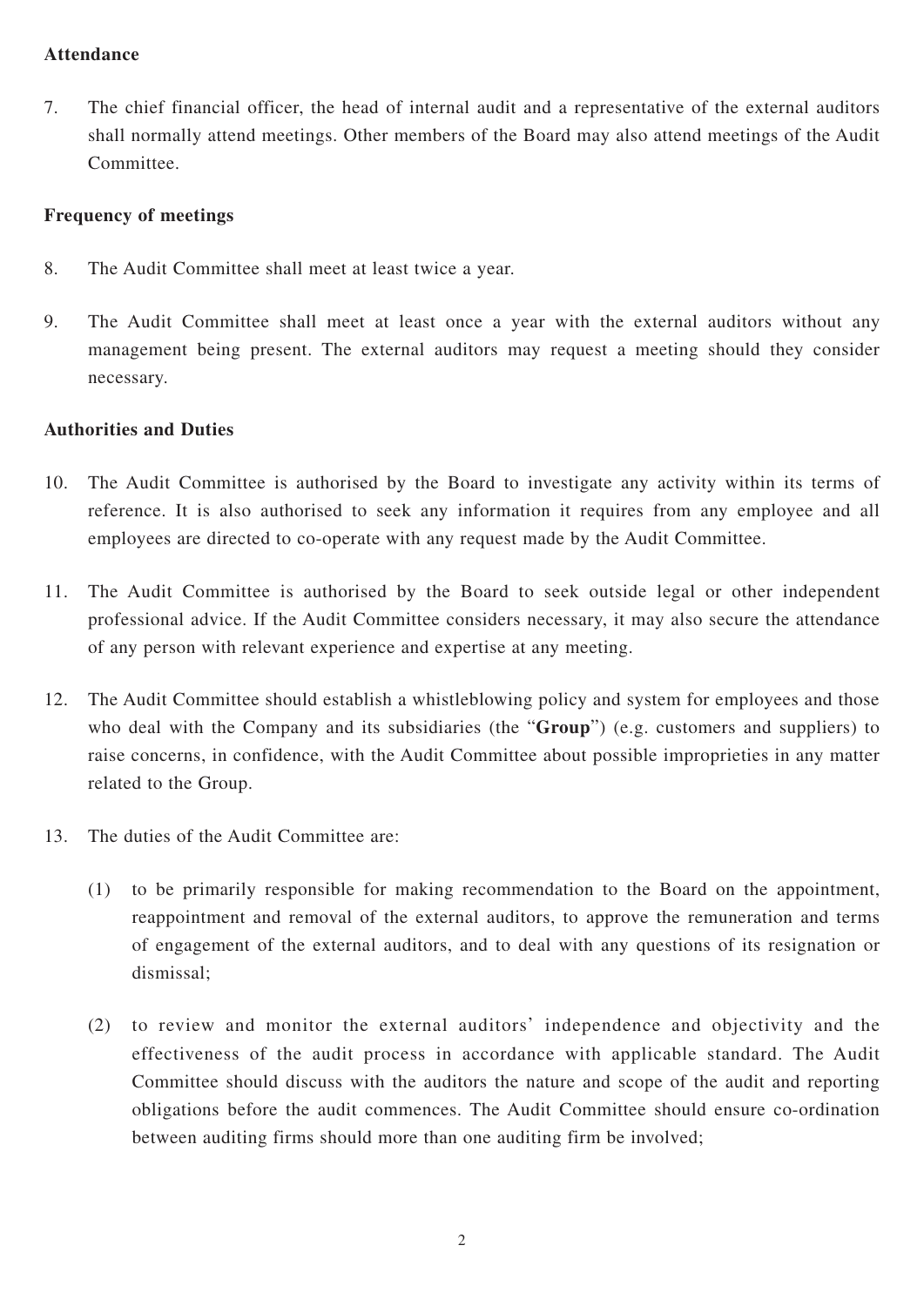**Attendance**

7. The chief financial officer, the head of internal audit and a representative of the external auditors shall normally attend meetings. Other members of the Board may also attend meetings of the Audit Committee.

**Frequency of meetings**

8. The Audit Committee shall meet at least twice a year.

9. The Audit Committee shall meet at least once a year with the external auditors without any management being present. The external auditors may request a meeting should they consider necessary.

**Authorities and Duties**

10. The Audit Committee is authorised by the Board to investigate any activity within its terms of reference. It is also authorised to seek any information it requires from any employee and all employees are directed to co-operate with any request made by the Audit Committee.

11. The Audit Committee is authorised by the Board to seek outside legal or other independent professional advice. If the Audit Committee considers necessary, it may also secure the attendance of any person with relevant experience and expertise at any meeting.

12. The Audit Committee should establish a whistleblowing policy and system for employees and those who deal with the Company and its subsidiaries (the "**Group**") (e.g. customers and suppliers) to raise concerns, in confidence, with the Audit Committee about possible improprieties in any matter related to the Group.

13. The duties of the Audit Committee are:

    (1) to be primarily responsible for making recommendation to the Board on the appointment, reappointment and removal of the external auditors, to approve the remuneration and terms of engagement of the external auditors, and to deal with any questions of its resignation or dismissal;

    (2) to review and monitor the external auditors' independence and objectivity and the effectiveness of the audit process in accordance with applicable standard. The Audit Committee should discuss with the auditors the nature and scope of the audit and reporting obligations before the audit commences. The Audit Committee should ensure co-ordination between auditing firms should more than one auditing firm be involved;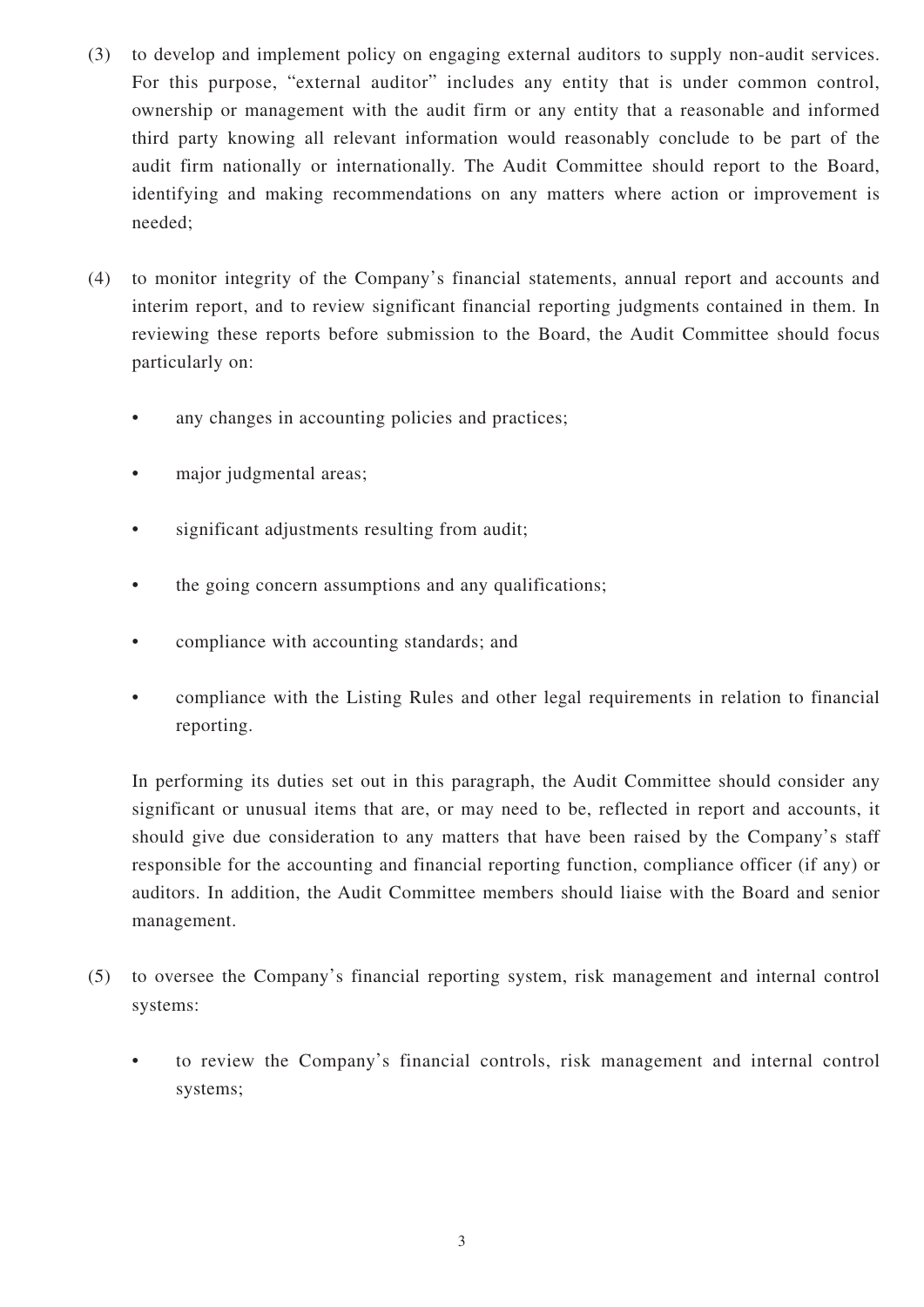(3) to develop and implement policy on engaging external auditors to supply non-audit services. For this purpose, "external auditor" includes any entity that is under common control, ownership or management with the audit firm or any entity that a reasonable and informed third party knowing all relevant information would reasonably conclude to be part of the audit firm nationally or internationally. The Audit Committee should report to the Board, identifying and making recommendations on any matters where action or improvement is needed;

(4) to monitor integrity of the Company's financial statements, annual report and accounts and interim report, and to review significant financial reporting judgments contained in them. In reviewing these reports before submission to the Board, the Audit Committee should focus particularly on:

- any changes in accounting policies and practices;
- major judgmental areas;
- significant adjustments resulting from audit;
- the going concern assumptions and any qualifications;
- compliance with accounting standards; and
- compliance with the Listing Rules and other legal requirements in relation to financial reporting.

In performing its duties set out in this paragraph, the Audit Committee should consider any significant or unusual items that are, or may need to be, reflected in report and accounts, it should give due consideration to any matters that have been raised by the Company's staff responsible for the accounting and financial reporting function, compliance officer (if any) or auditors. In addition, the Audit Committee members should liaise with the Board and senior management.

(5) to oversee the Company's financial reporting system, risk management and internal control systems:

- to review the Company's financial controls, risk management and internal control systems;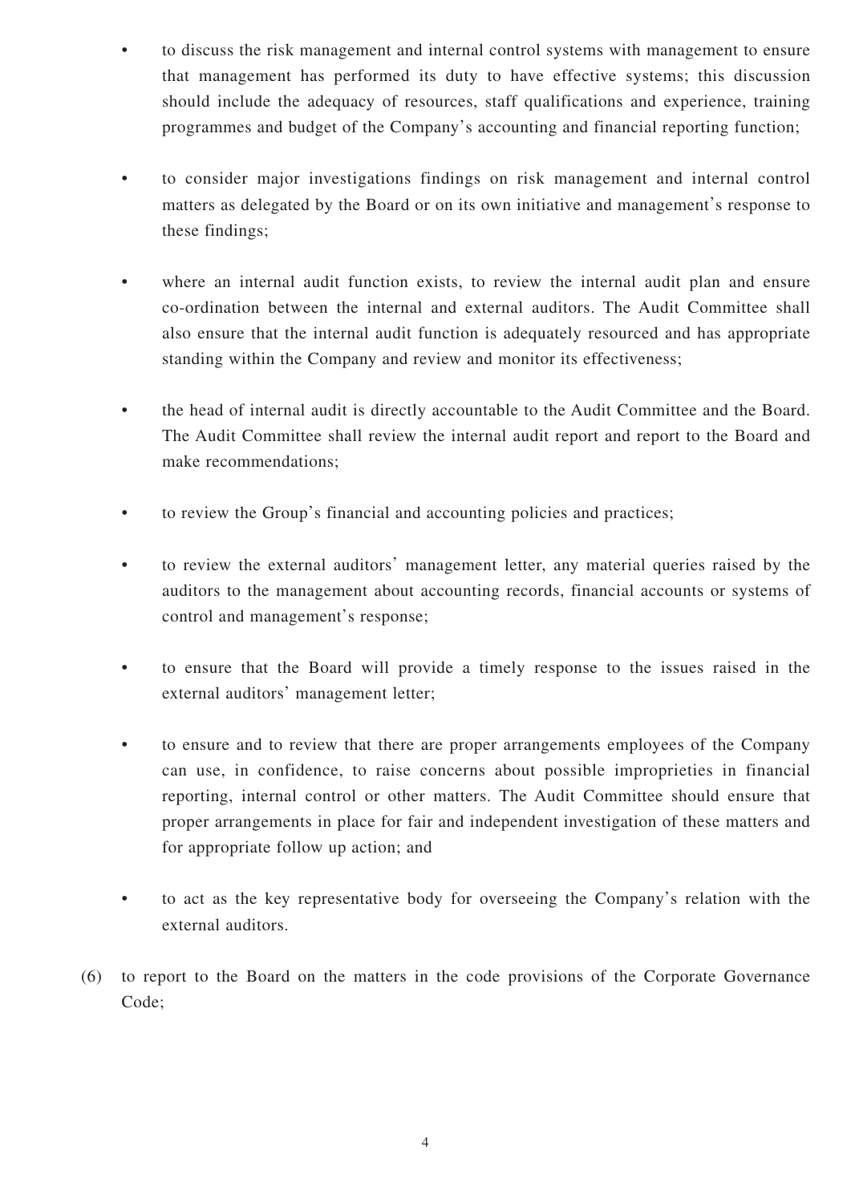- to discuss the risk management and internal control systems with management to ensure that management has performed its duty to have effective systems; this discussion should include the adequacy of resources, staff qualifications and experience, training programmes and budget of the Company's accounting and financial reporting function;

- to consider major investigations findings on risk management and internal control matters as delegated by the Board or on its own initiative and management's response to these findings;

- where an internal audit function exists, to review the internal audit plan and ensure co-ordination between the internal and external auditors. The Audit Committee shall also ensure that the internal audit function is adequately resourced and has appropriate standing within the Company and review and monitor its effectiveness;

- the head of internal audit is directly accountable to the Audit Committee and the Board. The Audit Committee shall review the internal audit report and report to the Board and make recommendations;

- to review the Group's financial and accounting policies and practices;

- to review the external auditors' management letter, any material queries raised by the auditors to the management about accounting records, financial accounts or systems of control and management's response;

- to ensure that the Board will provide a timely response to the issues raised in the external auditors' management letter;

- to ensure and to review that there are proper arrangements employees of the Company can use, in confidence, to raise concerns about possible improprieties in financial reporting, internal control or other matters. The Audit Committee should ensure that proper arrangements in place for fair and independent investigation of these matters and for appropriate follow up action; and

- to act as the key representative body for overseeing the Company's relation with the external auditors.

(6) to report to the Board on the matters in the code provisions of the Corporate Governance Code;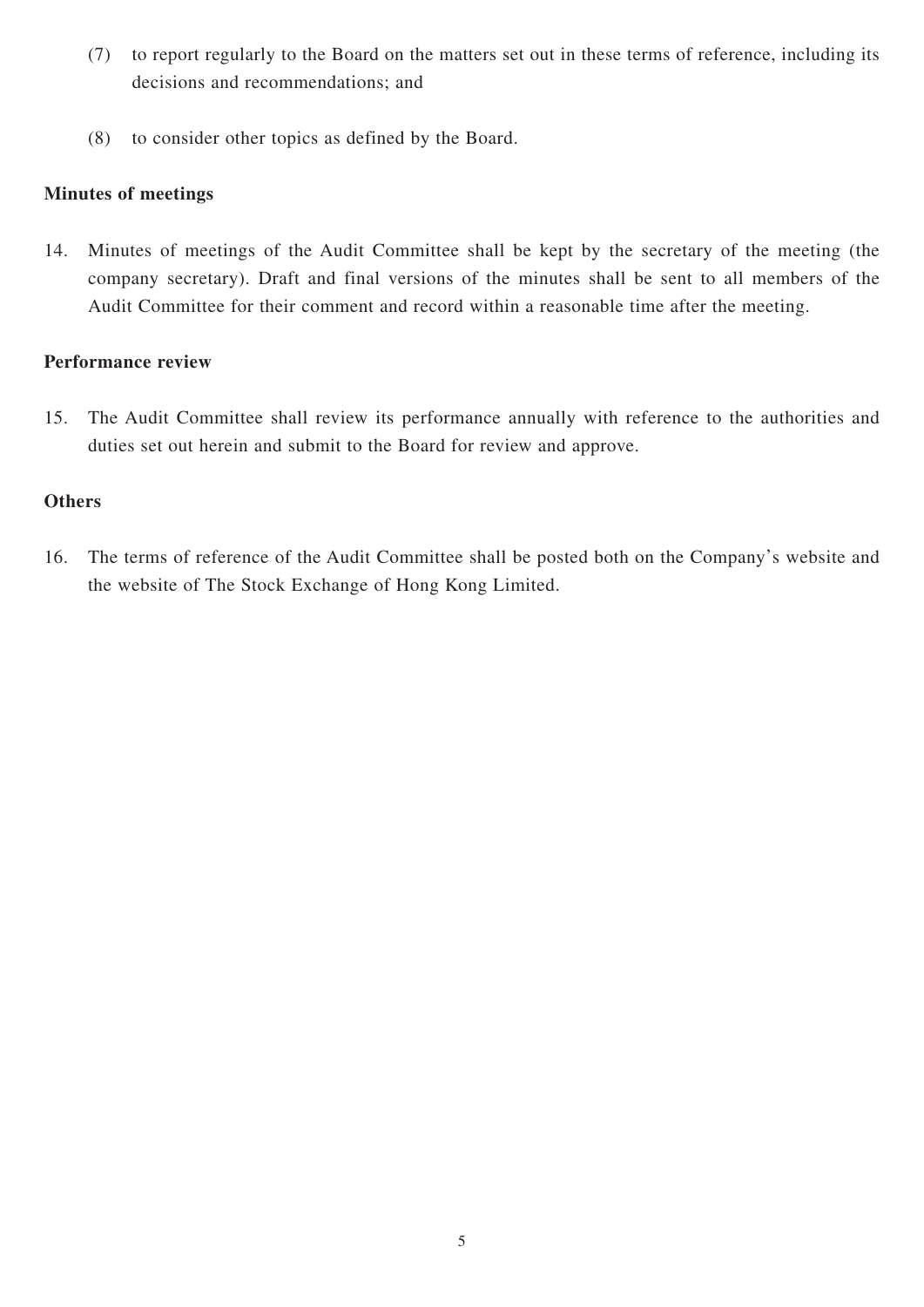(7) to report regularly to the Board on the matters set out in these terms of reference, including its decisions and recommendations; and

(8) to consider other topics as defined by the Board.

**Minutes of meetings**

14. Minutes of meetings of the Audit Committee shall be kept by the secretary of the meeting (the company secretary). Draft and final versions of the minutes shall be sent to all members of the Audit Committee for their comment and record within a reasonable time after the meeting.

**Performance review**

15. The Audit Committee shall review its performance annually with reference to the authorities and duties set out herein and submit to the Board for review and approve.

**Others**

16. The terms of reference of the Audit Committee shall be posted both on the Company's website and the website of The Stock Exchange of Hong Kong Limited.